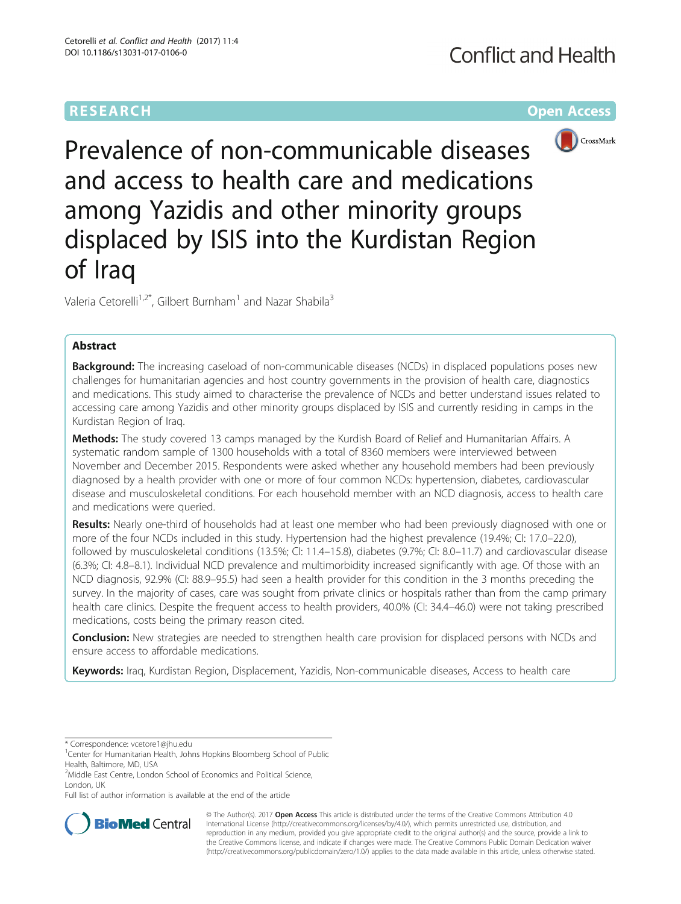RESEARCH Open Access

# Prevalence of non-communicable diseases and access to health care and medications among Yazidis and other minority groups displaced by ISIS into the Kurdistan Region of Iraq

Valeria Cetorelli[1,2*], Gilbert Burnham[1] and Nazar Shabila[3]

## Abstract

**Background:** The increasing caseload of non-communicable diseases (NCDs) in displaced populations poses new challenges for humanitarian agencies and host country governments in the provision of health care, diagnostics and medications. This study aimed to characterise the prevalence of NCDs and better understand issues related to accessing care among Yazidis and other minority groups displaced by ISIS and currently residing in camps in the Kurdistan Region of Iraq.

**Methods:** The study covered 13 camps managed by the Kurdish Board of Relief and Humanitarian Affairs. A systematic random sample of 1300 households with a total of 8360 members were interviewed between November and December 2015. Respondents were asked whether any household members had been previously diagnosed by a health provider with one or more of four common NCDs: hypertension, diabetes, cardiovascular disease and musculoskeletal conditions. For each household member with an NCD diagnosis, access to health care and medications were queried.

**Results:** Nearly one-third of households had at least one member who had been previously diagnosed with one or more of the four NCDs included in this study. Hypertension had the highest prevalence (19.4%; CI: 17.0–22.0), followed by musculoskeletal conditions (13.5%; CI: 11.4–15.8), diabetes (9.7%; CI: 8.0–11.7) and cardiovascular disease (6.3%; CI: 4.8–8.1). Individual NCD prevalence and multimorbidity increased significantly with age. Of those with an NCD diagnosis, 92.9% (CI: 88.9–95.5) had seen a health provider for this condition in the 3 months preceding the survey. In the majority of cases, care was sought from private clinics or hospitals rather than from the camp primary health care clinics. Despite the frequent access to health providers, 40.0% (CI: 34.4–46.0) were not taking prescribed medications, costs being the primary reason cited.

**Conclusion:** New strategies are needed to strengthen health care provision for displaced persons with NCDs and ensure access to affordable medications.

**Keywords:** Iraq, Kurdistan Region, Displacement, Yazidis, Non-communicable diseases, Access to health care

---

* Correspondence: vcetore1@jhu.edu
[1]Center for Humanitarian Health, Johns Hopkins Bloomberg School of Public Health, Baltimore, MD, USA
[2]Middle East Centre, London School of Economics and Political Science, London, UK
Full list of author information is available at the end of the article

© The Author(s). 2017 **Open Access** This article is distributed under the terms of the Creative Commons Attribution 4.0 International License (http://creativecommons.org/licenses/by/4.0/), which permits unrestricted use, distribution, and reproduction in any medium, provided you give appropriate credit to the original author(s) and the source, provide a link to the Creative Commons license, and indicate if changes were made. The Creative Commons Public Domain Dedication waiver (http://creativecommons.org/publicdomain/zero/1.0/) applies to the data made available in this article, unless otherwise stated.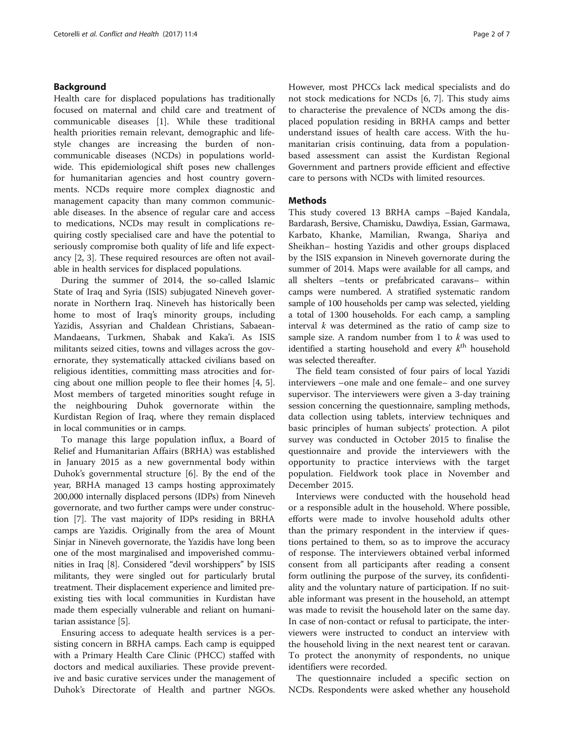## Background

Health care for displaced populations has traditionally focused on maternal and child care and treatment of communicable diseases [1]. While these traditional health priorities remain relevant, demographic and lifestyle changes are increasing the burden of non-communicable diseases (NCDs) in populations worldwide. This epidemiological shift poses new challenges for humanitarian agencies and host country governments. NCDs require more complex diagnostic and management capacity than many common communicable diseases. In the absence of regular care and access to medications, NCDs may result in complications requiring costly specialised care and have the potential to seriously compromise both quality of life and life expectancy [2, 3]. These required resources are often not available in health services for displaced populations.

During the summer of 2014, the so-called Islamic State of Iraq and Syria (ISIS) subjugated Nineveh governorate in Northern Iraq. Nineveh has historically been home to most of Iraq's minority groups, including Yazidis, Assyrian and Chaldean Christians, Sabaean-Mandaeans, Turkmen, Shabak and Kaka'i. As ISIS militants seized cities, towns and villages across the governorate, they systematically attacked civilians based on religious identities, committing mass atrocities and forcing about one million people to flee their homes [4, 5]. Most members of targeted minorities sought refuge in the neighbouring Duhok governorate within the Kurdistan Region of Iraq, where they remain displaced in local communities or in camps.

To manage this large population influx, a Board of Relief and Humanitarian Affairs (BRHA) was established in January 2015 as a new governmental body within Duhok's governmental structure [6]. By the end of the year, BRHA managed 13 camps hosting approximately 200,000 internally displaced persons (IDPs) from Nineveh governorate, and two further camps were under construction [7]. The vast majority of IDPs residing in BRHA camps are Yazidis. Originally from the area of Mount Sinjar in Nineveh governorate, the Yazidis have long been one of the most marginalised and impoverished communities in Iraq [8]. Considered "devil worshippers" by ISIS militants, they were singled out for particularly brutal treatment. Their displacement experience and limited pre-existing ties with local communities in Kurdistan have made them especially vulnerable and reliant on humanitarian assistance [5].

Ensuring access to adequate health services is a persisting concern in BRHA camps. Each camp is equipped with a Primary Health Care Clinic (PHCC) staffed with doctors and medical auxiliaries. These provide preventive and basic curative services under the management of Duhok's Directorate of Health and partner NGOs. However, most PHCCs lack medical specialists and do not stock medications for NCDs [6, 7]. This study aims to characterise the prevalence of NCDs among the displaced population residing in BRHA camps and better understand issues of health care access. With the humanitarian crisis continuing, data from a population-based assessment can assist the Kurdistan Regional Government and partners provide efficient and effective care to persons with NCDs with limited resources.

## Methods

This study covered 13 BRHA camps –Bajed Kandala, Bardarash, Bersive, Chamisku, Dawdiya, Essian, Garmawa, Karbato, Khanke, Mamilian, Rwanga, Shariya and Sheikhan– hosting Yazidis and other groups displaced by the ISIS expansion in Nineveh governorate during the summer of 2014. Maps were available for all camps, and all shelters –tents or prefabricated caravans– within camps were numbered. A stratified systematic random sample of 100 households per camp was selected, yielding a total of 1300 households. For each camp, a sampling interval $k$ was determined as the ratio of camp size to sample size. A random number from 1 to $k$ was used to identified a starting household and every $k^{\text{th}}$ household was selected thereafter.

The field team consisted of four pairs of local Yazidi interviewers –one male and one female– and one survey supervisor. The interviewers were given a 3-day training session concerning the questionnaire, sampling methods, data collection using tablets, interview techniques and basic principles of human subjects' protection. A pilot survey was conducted in October 2015 to finalise the questionnaire and provide the interviewers with the opportunity to practice interviews with the target population. Fieldwork took place in November and December 2015.

Interviews were conducted with the household head or a responsible adult in the household. Where possible, efforts were made to involve household adults other than the primary respondent in the interview if questions pertained to them, so as to improve the accuracy of response. The interviewers obtained verbal informed consent from all participants after reading a consent form outlining the purpose of the survey, its confidentiality and the voluntary nature of participation. If no suitable informant was present in the household, an attempt was made to revisit the household later on the same day. In case of non-contact or refusal to participate, the interviewers were instructed to conduct an interview with the household living in the next nearest tent or caravan. To protect the anonymity of respondents, no unique identifiers were recorded.

The questionnaire included a specific section on NCDs. Respondents were asked whether any household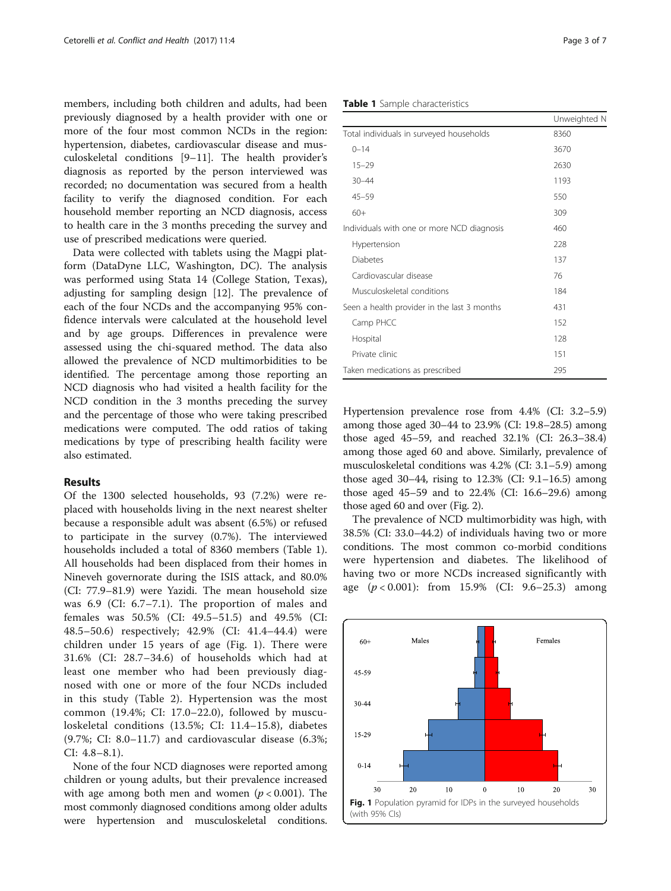members, including both children and adults, had been previously diagnosed by a health provider with one or more of the four most common NCDs in the region: hypertension, diabetes, cardiovascular disease and musculoskeletal conditions [9–11]. The health provider's diagnosis as reported by the person interviewed was recorded; no documentation was secured from a health facility to verify the diagnosed condition. For each household member reporting an NCD diagnosis, access to health care in the 3 months preceding the survey and use of prescribed medications were queried.

Data were collected with tablets using the Magpi platform (DataDyne LLC, Washington, DC). The analysis was performed using Stata 14 (College Station, Texas), adjusting for sampling design [12]. The prevalence of each of the four NCDs and the accompanying 95% confidence intervals were calculated at the household level and by age groups. Differences in prevalence were assessed using the chi-squared method. The data also allowed the prevalence of NCD multimorbidities to be identified. The percentage among those reporting an NCD diagnosis who had visited a health facility for the NCD condition in the 3 months preceding the survey and the percentage of those who were taking prescribed medications were computed. The odd ratios of taking medications by type of prescribing health facility were also estimated.

## Results

Of the 1300 selected households, 93 (7.2%) were replaced with households living in the next nearest shelter because a responsible adult was absent (6.5%) or refused to participate in the survey (0.7%). The interviewed households included a total of 8360 members (Table 1). All households had been displaced from their homes in Nineveh governorate during the ISIS attack, and 80.0% (CI: 77.9–81.9) were Yazidi. The mean household size was 6.9 (CI: 6.7–7.1). The proportion of males and females was 50.5% (CI: 49.5–51.5) and 49.5% (CI: 48.5–50.6) respectively; 42.9% (CI: 41.4–44.4) were children under 15 years of age (Fig. 1). There were 31.6% (CI: 28.7–34.6) of households which had at least one member who had been previously diagnosed with one or more of the four NCDs included in this study (Table 2). Hypertension was the most common (19.4%; CI: 17.0–22.0), followed by musculoskeletal conditions (13.5%; CI: 11.4–15.8), diabetes (9.7%; CI: 8.0–11.7) and cardiovascular disease (6.3%; CI: 4.8–8.1).

None of the four NCD diagnoses were reported among children or young adults, but their prevalence increased with age among both men and women ($p < 0.001$). The most commonly diagnosed conditions among older adults were hypertension and musculoskeletal conditions. Hypertension prevalence rose from 4.4% (CI: 3.2–5.9) among those aged 30–44 to 23.9% (CI: 19.8–28.5) among those aged 45–59, and reached 32.1% (CI: 26.3–38.4) among those aged 60 and above. Similarly, prevalence of musculoskeletal conditions was 4.2% (CI: 3.1–5.9) among those aged 30–44, rising to 12.3% (CI: 9.1–16.5) among those aged 45–59 and to 22.4% (CI: 16.6–29.6) among those aged 60 and over (Fig. 2).

The prevalence of NCD multimorbidity was high, with 38.5% (CI: 33.0–44.2) of individuals having two or more conditions. The most common co-morbid conditions were hypertension and diabetes. The likelihood of having two or more NCDs increased significantly with age ($p < 0.001$): from 15.9% (CI: 9.6–25.3) among

**Table 1** Sample characteristics

| | Unweighted N |
|---|---|
| Total individuals in surveyed households | 8360 |
| 0–14 | 3670 |
| 15–29 | 2630 |
| 30–44 | 1193 |
| 45–59 | 550 |
| 60+ | 309 |
| Individuals with one or more NCD diagnosis | 460 |
| Hypertension | 228 |
| Diabetes | 137 |
| Cardiovascular disease | 76 |
| Musculoskeletal conditions | 184 |
| Seen a health provider in the last 3 months | 431 |
| Camp PHCC | 152 |
| Hospital | 128 |
| Private clinic | 151 |
| Taken medications as prescribed | 295 |

**Fig. 1** Population pyramid for IDPs in the surveyed households (with 95% CIs)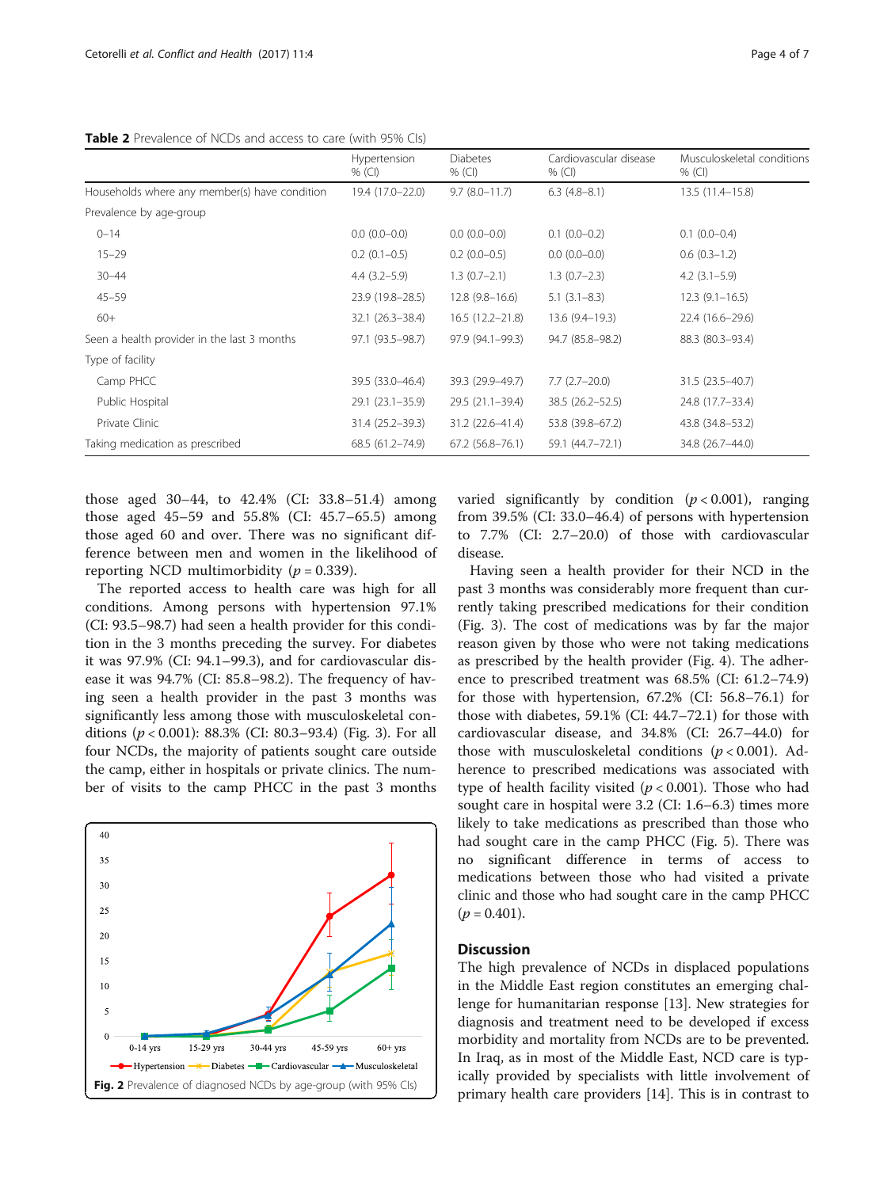**Table 2** Prevalence of NCDs and access to care (with 95% CIs)

| | Hypertension % (CI) | Diabetes % (CI) | Cardiovascular disease % (CI) | Musculoskeletal conditions % (CI) |
|---|---|---|---|---|
| Households where any member(s) have condition | 19.4 (17.0–22.0) | 9.7 (8.0–11.7) | 6.3 (4.8–8.1) | 13.5 (11.4–15.8) |
| Prevalence by age-group | | | | |
| 0–14 | 0.0 (0.0–0.0) | 0.0 (0.0–0.0) | 0.1 (0.0–0.2) | 0.1 (0.0–0.4) |
| 15–29 | 0.2 (0.1–0.5) | 0.2 (0.0–0.5) | 0.0 (0.0–0.0) | 0.6 (0.3–1.2) |
| 30–44 | 4.4 (3.2–5.9) | 1.3 (0.7–2.1) | 1.3 (0.7–2.3) | 4.2 (3.1–5.9) |
| 45–59 | 23.9 (19.8–28.5) | 12.8 (9.8–16.6) | 5.1 (3.1–8.3) | 12.3 (9.1–16.5) |
| 60+ | 32.1 (26.3–38.4) | 16.5 (12.2–21.8) | 13.6 (9.4–19.3) | 22.4 (16.6–29.6) |
| Seen a health provider in the last 3 months | 97.1 (93.5–98.7) | 97.9 (94.1–99.3) | 94.7 (85.8–98.2) | 88.3 (80.3–93.4) |
| Type of facility | | | | |
| Camp PHCC | 39.5 (33.0–46.4) | 39.3 (29.9–49.7) | 7.7 (2.7–20.0) | 31.5 (23.5–40.7) |
| Public Hospital | 29.1 (23.1–35.9) | 29.5 (21.1–39.4) | 38.5 (26.2–52.5) | 24.8 (17.7–33.4) |
| Private Clinic | 31.4 (25.2–39.3) | 31.2 (22.6–41.4) | 53.8 (39.8–67.2) | 43.8 (34.8–53.2) |
| Taking medication as prescribed | 68.5 (61.2–74.9) | 67.2 (56.8–76.1) | 59.1 (44.7–72.1) | 34.8 (26.7–44.0) |

those aged 30–44, to 42.4% (CI: 33.8–51.4) among those aged 45–59 and 55.8% (CI: 45.7–65.5) among those aged 60 and over. There was no significant difference between men and women in the likelihood of reporting NCD multimorbidity ($p = 0.339$).

The reported access to health care was high for all conditions. Among persons with hypertension 97.1% (CI: 93.5–98.7) had seen a health provider for this condition in the 3 months preceding the survey. For diabetes it was 97.9% (CI: 94.1–99.3), and for cardiovascular disease it was 94.7% (CI: 85.8–98.2). The frequency of having seen a health provider in the past 3 months was significantly less among those with musculoskeletal conditions ($p < 0.001$): 88.3% (CI: 80.3–93.4) (Fig. 3). For all four NCDs, the majority of patients sought care outside the camp, either in hospitals or private clinics. The number of visits to the camp PHCC in the past 3 months varied significantly by condition ($p < 0.001$), ranging from 39.5% (CI: 33.0–46.4) of persons with hypertension to 7.7% (CI: 2.7–20.0) of those with cardiovascular disease.

**Fig. 2** Prevalence of diagnosed NCDs by age-group (with 95% CIs)

Having seen a health provider for their NCD in the past 3 months was considerably more frequent than currently taking prescribed medications for their condition (Fig. 3). The cost of medications was by far the major reason given by those who were not taking medications as prescribed by the health provider (Fig. 4). The adherence to prescribed treatment was 68.5% (CI: 61.2–74.9) for those with hypertension, 67.2% (CI: 56.8–76.1) for those with diabetes, 59.1% (CI: 44.7–72.1) for those with cardiovascular disease, and 34.8% (CI: 26.7–44.0) for those with musculoskeletal conditions ($p < 0.001$). Adherence to prescribed medications was associated with type of health facility visited ($p < 0.001$). Those who had sought care in hospital were 3.2 (CI: 1.6–6.3) times more likely to take medications as prescribed than those who had sought care in the camp PHCC (Fig. 5). There was no significant difference in terms of access to medications between those who had visited a private clinic and those who had sought care in the camp PHCC ($p = 0.401$).

## Discussion

The high prevalence of NCDs in displaced populations in the Middle East region constitutes an emerging challenge for humanitarian response [13]. New strategies for diagnosis and treatment need to be developed if excess morbidity and mortality from NCDs are to be prevented. In Iraq, as in most of the Middle East, NCD care is typically provided by specialists with little involvement of primary health care providers [14]. This is in contrast to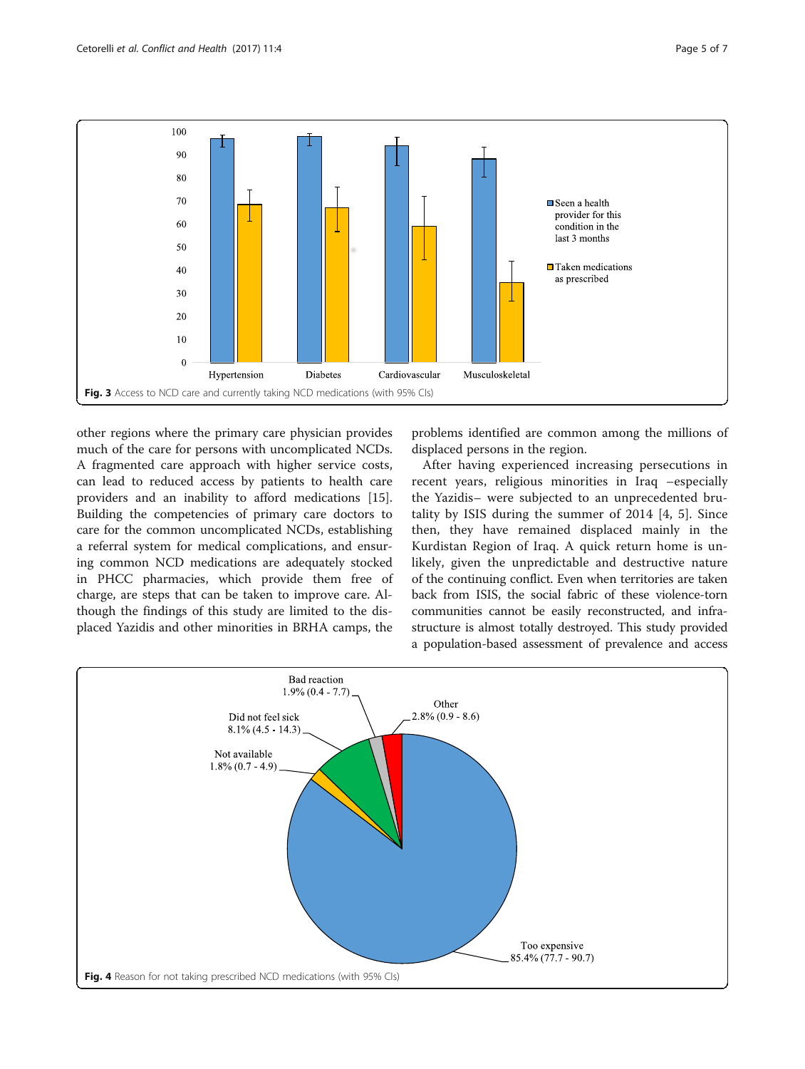Fig. 3 Access to NCD care and currently taking NCD medications (with 95% CIs)

other regions where the primary care physician provides much of the care for persons with uncomplicated NCDs. A fragmented care approach with higher service costs, can lead to reduced access by patients to health care providers and an inability to afford medications [15]. Building the competencies of primary care doctors to care for the common uncomplicated NCDs, establishing a referral system for medical complications, and ensuring common NCD medications are adequately stocked in PHCC pharmacies, which provide them free of charge, are steps that can be taken to improve care. Although the findings of this study are limited to the displaced Yazidis and other minorities in BRHA camps, the problems identified are common among the millions of displaced persons in the region.

After having experienced increasing persecutions in recent years, religious minorities in Iraq –especially the Yazidis– were subjected to an unprecedented brutality by ISIS during the summer of 2014 [4, 5]. Since then, they have remained displaced mainly in the Kurdistan Region of Iraq. A quick return home is unlikely, given the unpredictable and destructive nature of the continuing conflict. Even when territories are taken back from ISIS, the social fabric of these violence-torn communities cannot be easily reconstructed, and infrastructure is almost totally destroyed. This study provided a population-based assessment of prevalence and access

Fig. 4 Reason for not taking prescribed NCD medications (with 95% CIs)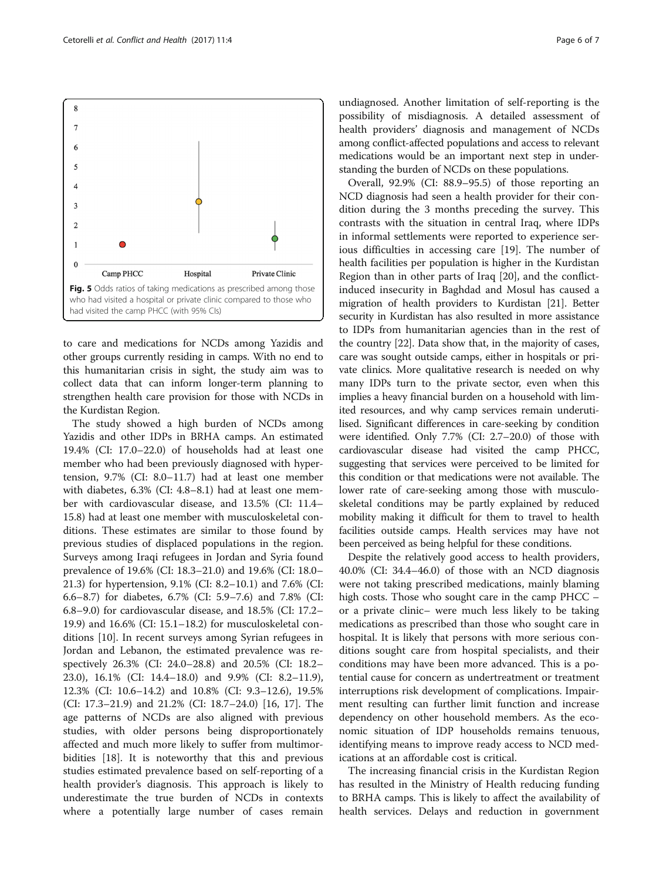Fig. 5 Odds ratios of taking medications as prescribed among those who had visited a hospital or private clinic compared to those who had visited the camp PHCC (with 95% CIs)

to care and medications for NCDs among Yazidis and other groups currently residing in camps. With no end to this humanitarian crisis in sight, the study aim was to collect data that can inform longer-term planning to strengthen health care provision for those with NCDs in the Kurdistan Region.

The study showed a high burden of NCDs among Yazidis and other IDPs in BRHA camps. An estimated 19.4% (CI: 17.0–22.0) of households had at least one member who had been previously diagnosed with hypertension, 9.7% (CI: 8.0–11.7) had at least one member with diabetes, 6.3% (CI: 4.8–8.1) had at least one member with cardiovascular disease, and 13.5% (CI: 11.4–15.8) had at least one member with musculoskeletal conditions. These estimates are similar to those found by previous studies of displaced populations in the region. Surveys among Iraqi refugees in Jordan and Syria found prevalence of 19.6% (CI: 18.3–21.0) and 19.6% (CI: 18.0–21.3) for hypertension, 9.1% (CI: 8.2–10.1) and 7.6% (CI: 6.6–8.7) for diabetes, 6.7% (CI: 5.9–7.6) and 7.8% (CI: 6.8–9.0) for cardiovascular disease, and 18.5% (CI: 17.2–19.9) and 16.6% (CI: 15.1–18.2) for musculoskeletal conditions [10]. In recent surveys among Syrian refugees in Jordan and Lebanon, the estimated prevalence was respectively 26.3% (CI: 24.0–28.8) and 20.5% (CI: 18.2–23.0), 16.1% (CI: 14.4–18.0) and 9.9% (CI: 8.2–11.9), 12.3% (CI: 10.6–14.2) and 10.8% (CI: 9.3–12.6), 19.5% (CI: 17.3–21.9) and 21.2% (CI: 18.7–24.0) [16, 17]. The age patterns of NCDs are also aligned with previous studies, with older persons being disproportionately affected and much more likely to suffer from multimorbidities [18]. It is noteworthy that this and previous studies estimated prevalence based on self-reporting of a health provider's diagnosis. This approach is likely to underestimate the true burden of NCDs in contexts where a potentially large number of cases remain undiagnosed. Another limitation of self-reporting is the possibility of misdiagnosis. A detailed assessment of health providers' diagnosis and management of NCDs among conflict-affected populations and access to relevant medications would be an important next step in understanding the burden of NCDs on these populations.

Overall, 92.9% (CI: 88.9–95.5) of those reporting an NCD diagnosis had seen a health provider for their condition during the 3 months preceding the survey. This contrasts with the situation in central Iraq, where IDPs in informal settlements were reported to experience serious difficulties in accessing care [19]. The number of health facilities per population is higher in the Kurdistan Region than in other parts of Iraq [20], and the conflict-induced insecurity in Baghdad and Mosul has caused a migration of health providers to Kurdistan [21]. Better security in Kurdistan has also resulted in more assistance to IDPs from humanitarian agencies than in the rest of the country [22]. Data show that, in the majority of cases, care was sought outside camps, either in hospitals or private clinics. More qualitative research is needed on why many IDPs turn to the private sector, even when this implies a heavy financial burden on a household with limited resources, and why camp services remain underutilised. Significant differences in care-seeking by condition were identified. Only 7.7% (CI: 2.7–20.0) of those with cardiovascular disease had visited the camp PHCC, suggesting that services were perceived to be limited for this condition or that medications were not available. The lower rate of care-seeking among those with musculoskeletal conditions may be partly explained by reduced mobility making it difficult for them to travel to health facilities outside camps. Health services may have not been perceived as being helpful for these conditions.

Despite the relatively good access to health providers, 40.0% (CI: 34.4–46.0) of those with an NCD diagnosis were not taking prescribed medications, mainly blaming high costs. Those who sought care in the camp PHCC – or a private clinic– were much less likely to be taking medications as prescribed than those who sought care in hospital. It is likely that persons with more serious conditions sought care from hospital specialists, and their conditions may have been more advanced. This is a potential cause for concern as undertreatment or treatment interruptions risk development of complications. Impairment resulting can further limit function and increase dependency on other household members. As the economic situation of IDP households remains tenuous, identifying means to improve ready access to NCD medications at an affordable cost is critical.

The increasing financial crisis in the Kurdistan Region has resulted in the Ministry of Health reducing funding to BRHA camps. This is likely to affect the availability of health services. Delays and reduction in government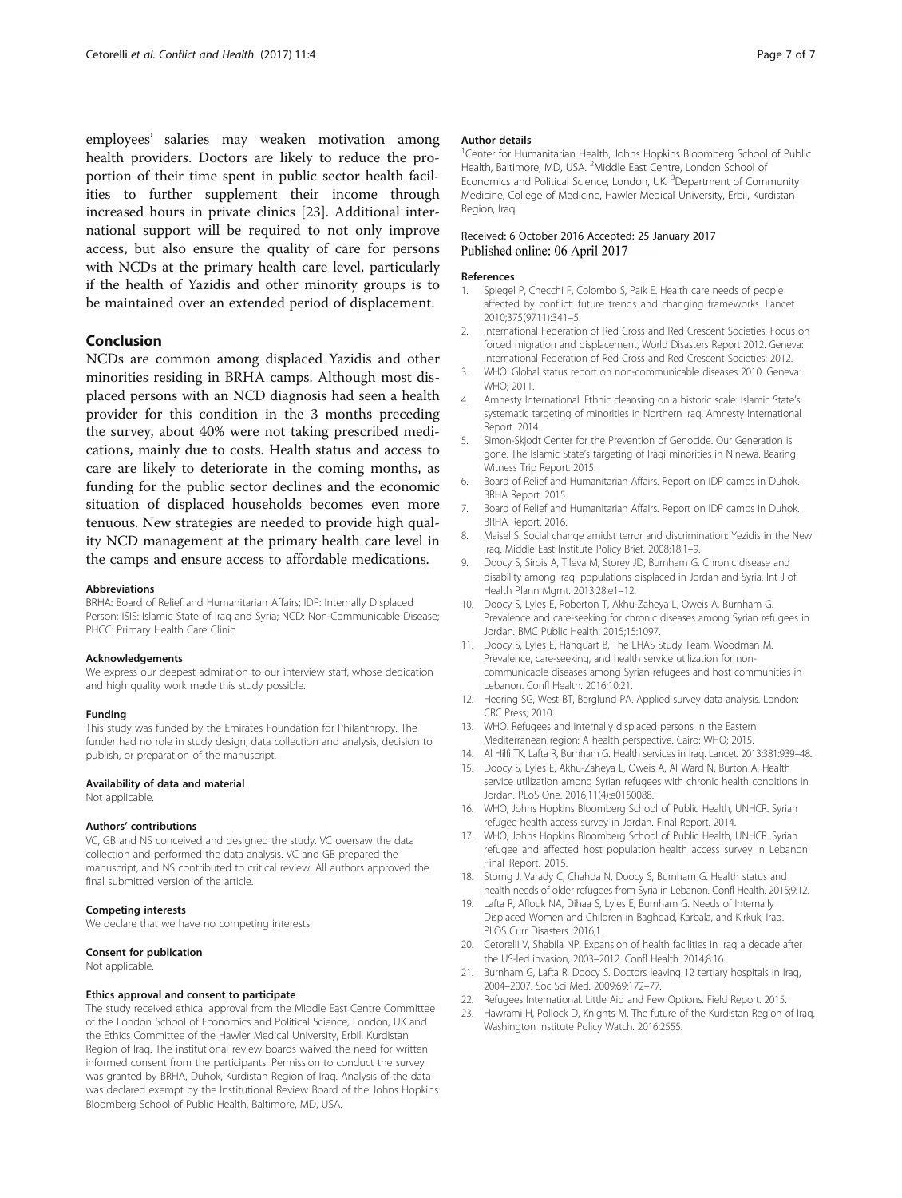employees' salaries may weaken motivation among health providers. Doctors are likely to reduce the proportion of their time spent in public sector health facilities to further supplement their income through increased hours in private clinics [23]. Additional international support will be required to not only improve access, but also ensure the quality of care for persons with NCDs at the primary health care level, particularly if the health of Yazidis and other minority groups is to be maintained over an extended period of displacement.

## Conclusion

NCDs are common among displaced Yazidis and other minorities residing in BRHA camps. Although most displaced persons with an NCD diagnosis had seen a health provider for this condition in the 3 months preceding the survey, about 40% were not taking prescribed medications, mainly due to costs. Health status and access to care are likely to deteriorate in the coming months, as funding for the public sector declines and the economic situation of displaced households becomes even more tenuous. New strategies are needed to provide high quality NCD management at the primary health care level in the camps and ensure access to affordable medications.

#### Abbreviations

BRHA: Board of Relief and Humanitarian Affairs; IDP: Internally Displaced Person; ISIS: Islamic State of Iraq and Syria; NCD: Non-Communicable Disease; PHCC: Primary Health Care Clinic

#### Acknowledgements

We express our deepest admiration to our interview staff, whose dedication and high quality work made this study possible.

#### Funding

This study was funded by the Emirates Foundation for Philanthropy. The funder had no role in study design, data collection and analysis, decision to publish, or preparation of the manuscript.

#### Availability of data and material

Not applicable.

#### Authors' contributions

VC, GB and NS conceived and designed the study. VC oversaw the data collection and performed the data analysis. VC and GB prepared the manuscript, and NS contributed to critical review. All authors approved the final submitted version of the article.

#### Competing interests

We declare that we have no competing interests.

#### Consent for publication

Not applicable.

#### Ethics approval and consent to participate

The study received ethical approval from the Middle East Centre Committee of the London School of Economics and Political Science, London, UK and the Ethics Committee of the Hawler Medical University, Erbil, Kurdistan Region of Iraq. The institutional review boards waived the need for written informed consent from the participants. Permission to conduct the survey was granted by BRHA, Duhok, Kurdistan Region of Iraq. Analysis of the data was declared exempt by the Institutional Review Board of the Johns Hopkins Bloomberg School of Public Health, Baltimore, MD, USA.

#### Author details

[1]Center for Humanitarian Health, Johns Hopkins Bloomberg School of Public Health, Baltimore, MD, USA. [2]Middle East Centre, London School of Economics and Political Science, London, UK. [3]Department of Community Medicine, College of Medicine, Hawler Medical University, Erbil, Kurdistan Region, Iraq.

Received: 6 October 2016 Accepted: 25 January 2017
Published online: 06 April 2017

#### References

1. Spiegel P, Checchi F, Colombo S, Paik E. Health care needs of people affected by conflict: future trends and changing frameworks. Lancet. 2010;375(9711):341–5.
2. International Federation of Red Cross and Red Crescent Societies. Focus on forced migration and displacement, World Disasters Report 2012. Geneva: International Federation of Red Cross and Red Crescent Societies; 2012.
3. WHO. Global status report on non-communicable diseases 2010. Geneva: WHO; 2011.
4. Amnesty International. Ethnic cleansing on a historic scale: Islamic State's systematic targeting of minorities in Northern Iraq. Amnesty International Report. 2014.
5. Simon-Skjodt Center for the Prevention of Genocide. Our Generation is gone. The Islamic State's targeting of Iraqi minorities in Ninewa. Bearing Witness Trip Report. 2015.
6. Board of Relief and Humanitarian Affairs. Report on IDP camps in Duhok. BRHA Report. 2015.
7. Board of Relief and Humanitarian Affairs. Report on IDP camps in Duhok. BRHA Report. 2016.
8. Maisel S. Social change amidst terror and discrimination: Yezidis in the New Iraq. Middle East Institute Policy Brief. 2008;18:1–9.
9. Doocy S, Sirois A, Tileva M, Storey JD, Burnham G. Chronic disease and disability among Iraqi populations displaced in Jordan and Syria. Int J of Health Plann Mgmt. 2013;28:e1–12.
10. Doocy S, Lyles E, Roberton T, Akhu-Zaheya L, Oweis A, Burnham G. Prevalence and care-seeking for chronic diseases among Syrian refugees in Jordan. BMC Public Health. 2015;15:1097.
11. Doocy S, Lyles E, Hanquart B, The LHAS Study Team, Woodman M. Prevalence, care-seeking, and health service utilization for non-communicable diseases among Syrian refugees and host communities in Lebanon. Confl Health. 2016;10:21.
12. Heering SG, West BT, Berglund PA. Applied survey data analysis. London: CRC Press; 2010.
13. WHO. Refugees and internally displaced persons in the Eastern Mediterranean region: A health perspective. Cairo: WHO; 2015.
14. Al Hilfi TK, Lafta R, Burnham G. Health services in Iraq. Lancet. 2013;381:939–48.
15. Doocy S, Lyles E, Akhu-Zaheya L, Oweis A, Al Ward N, Burton A. Health service utilization among Syrian refugees with chronic health conditions in Jordan. PLoS One. 2016;11(4):e0150088.
16. WHO, Johns Hopkins Bloomberg School of Public Health, UNHCR. Syrian refugee health access survey in Jordan. Final Report. 2014.
17. WHO, Johns Hopkins Bloomberg School of Public Health, UNHCR. Syrian refugee and affected host population health access survey in Lebanon. Final Report. 2015.
18. Storng J, Varady C, Chahda N, Doocy S, Burnham G. Health status and health needs of older refugees from Syria in Lebanon. Confl Health. 2015;9:12.
19. Lafta R, Aflouk NA, Dihaa S, Lyles E, Burnham G. Needs of Internally Displaced Women and Children in Baghdad, Karbala, and Kirkuk, Iraq. PLOS Curr Disasters. 2016;1.
20. Cetorelli V, Shabila NP. Expansion of health facilities in Iraq a decade after the US-led invasion, 2003–2012. Confl Health. 2014;8:16.
21. Burnham G, Lafta R, Doocy S. Doctors leaving 12 tertiary hospitals in Iraq, 2004–2007. Soc Sci Med. 2009;69:172–77.
22. Refugees International. Little Aid and Few Options. Field Report. 2015.
23. Hawrami H, Pollock D, Knights M. The future of the Kurdistan Region of Iraq. Washington Institute Policy Watch. 2016;2555.